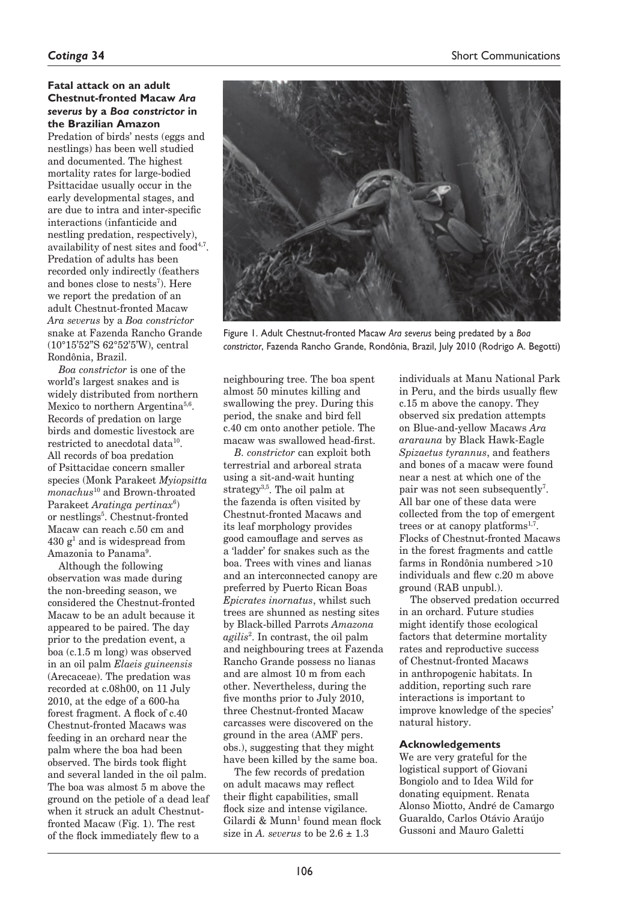### Fatal attack on an adult Chestnut-fronted Macaw *Ara severus* by a *Boa constrictor* in the Brazilian Amazon

Predation of birds' nests (eggs and nestlings) has been well studied and documented. The highest mortality rates for large-bodied Psittacidae usually occur in the early developmental stages, and are due to intra and inter-specific interactions (infanticide and nestling predation, respectively), availability of nest sites and food[4,7]. Predation of adults has been recorded only indirectly (feathers and bones close to nests[7]). Here we report the predation of an adult Chestnut-fronted Macaw *Ara severus* by a *Boa constrictor* snake at Fazenda Rancho Grande (10°15'52"S 62°52'5'W), central Rondônia, Brazil.

*Boa constrictor* is one of the world's largest snakes and is widely distributed from northern Mexico to northern Argentina[5,6]. Records of predation on large birds and domestic livestock are restricted to anecdotal data[10]. All records of boa predation of Psittacidae concern smaller species (Monk Parakeet *Myiopsitta monachus*[10] and Brown-throated Parakeet *Aratinga pertinax*[6]) or nestlings[5]. Chestnut-fronted Macaw can reach c.50 cm and 430 g[1] and is widespread from Amazonia to Panama[9].

Although the following observation was made during the non-breeding season, we considered the Chestnut-fronted Macaw to be an adult because it appeared to be paired. The day prior to the predation event, a boa (c.1.5 m long) was observed in an oil palm *Elaeis guineensis* (Arecaceae). The predation was recorded at c.08h00, on 11 July 2010, at the edge of a 600-ha forest fragment. A flock of c.40 Chestnut-fronted Macaws was feeding in an orchard near the palm where the boa had been observed. The birds took flight and several landed in the oil palm. The boa was almost 5 m above the ground on the petiole of a dead leaf when it struck an adult Chestnut-fronted Macaw (Fig. 1). The rest of the flock immediately flew to a neighbouring tree. The boa spent almost 50 minutes killing and swallowing the prey. During this period, the snake and bird fell c.40 cm onto another petiole. The macaw was swallowed head-first.

Figure 1. Adult Chestnut-fronted Macaw *Ara severus* being predated by a *Boa constrictor*, Fazenda Rancho Grande, Rondônia, Brazil, July 2010 (Rodrigo A. Begotti)

*B. constrictor* can exploit both terrestrial and arboreal strata using a sit-and-wait hunting strategy[3,5]. The oil palm at the fazenda is often visited by Chestnut-fronted Macaws and its leaf morphology provides good camouflage and serves as a 'ladder' for snakes such as the boa. Trees with vines and lianas and an interconnected canopy are preferred by Puerto Rican Boas *Epicrates inornatus*, whilst such trees are shunned as nesting sites by Black-billed Parrots *Amazona agilis*[2]. In contrast, the oil palm and neighbouring trees at Fazenda Rancho Grande possess no lianas and are almost 10 m from each other. Nevertheless, during the five months prior to July 2010, three Chestnut-fronted Macaw carcasses were discovered on the ground in the area (AMF pers. obs.), suggesting that they might have been killed by the same boa.

The few records of predation on adult macaws may reflect their flight capabilities, small flock size and intense vigilance. Gilardi & Munn[1] found mean flock size in *A. severus* to be 2.6 ± 1.3 individuals at Manu National Park in Peru, and the birds usually flew c.15 m above the canopy. They observed six predation attempts on Blue-and-yellow Macaws *Ara ararauna* by Black Hawk-Eagle *Spizaetus tyrannus*, and feathers and bones of a macaw were found near a nest at which one of the pair was not seen subsequently[7]. All bar one of these data were collected from the top of emergent trees or at canopy platforms[1,7]. Flocks of Chestnut-fronted Macaws in the forest fragments and cattle farms in Rondônia numbered >10 individuals and flew c.20 m above ground (RAB unpubl.).

The observed predation occurred in an orchard. Future studies might identify those ecological factors that determine mortality rates and reproductive success of Chestnut-fronted Macaws in anthropogenic habitats. In addition, reporting such rare interactions is important to improve knowledge of the species' natural history.

#### Acknowledgements

We are very grateful for the logistical support of Giovani Bongiolo and to Idea Wild for donating equipment. Renata Alonso Miotto, André de Camargo Guaraldo, Carlos Otávio Araújo Gussoni and Mauro Galetti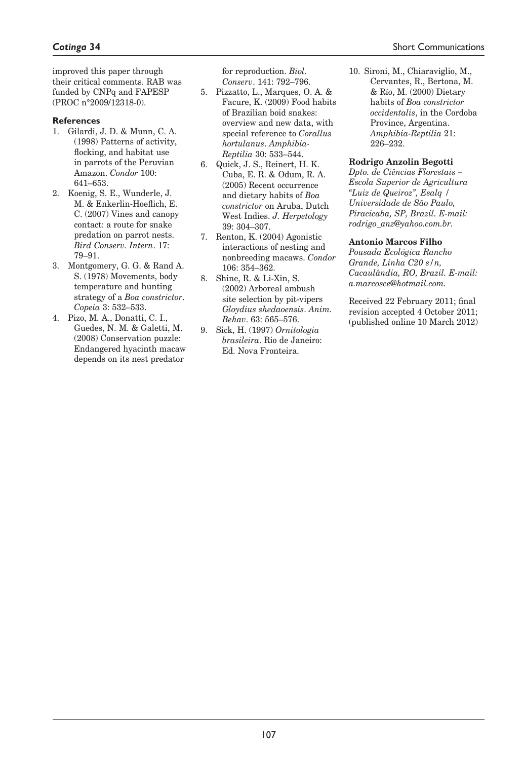improved this paper through their critical comments. RAB was funded by CNPq and FAPESP (PROC n°2009/12318-0).

### References

1. Gilardi, J. D. & Munn, C. A. (1998) Patterns of activity, flocking, and habitat use in parrots of the Peruvian Amazon. *Condor* 100: 641–653.
2. Koenig, S. E., Wunderle, J. M. & Enkerlin-Hoeflich, E. C. (2007) Vines and canopy contact: a route for snake predation on parrot nests. *Bird Conserv. Intern*. 17: 79–91.
3. Montgomery, G. G. & Rand A. S. (1978) Movements, body temperature and hunting strategy of a *Boa constrictor*. *Copeia* 3: 532–533.
4. Pizo, M. A., Donatti, C. I., Guedes, N. M. & Galetti, M. (2008) Conservation puzzle: Endangered hyacinth macaw depends on its nest predator for reproduction. *Biol. Conserv*. 141: 792–796.
5. Pizzatto, L., Marques, O. A. & Facure, K. (2009) Food habits of Brazilian boid snakes: overview and new data, with special reference to *Corallus hortulanus*. *Amphibia-Reptilia* 30: 533–544.
6. Quick, J. S., Reinert, H. K. Cuba, E. R. & Odum, R. A. (2005) Recent occurrence and dietary habits of *Boa constrictor* on Aruba, Dutch West Indies. *J. Herpetology* 39: 304–307.
7. Renton, K. (2004) Agonistic interactions of nesting and nonbreeding macaws. *Condor* 106: 354–362.
8. Shine, R. & Li-Xin, S. (2002) Arboreal ambush site selection by pit-vipers *Gloydius shedaoensis*. *Anim. Behav*. 63: 565–576.
9. Sick, H. (1997) *Ornitologia brasileira*. Rio de Janeiro: Ed. Nova Fronteira.
10. Sironi, M., Chiaraviglio, M., Cervantes, R., Bertona, M. & Río, M. (2000) Dietary habits of *Boa constrictor occidentalis*, in the Cordoba Province, Argentina. *Amphibia-Reptilia* 21: 226–232.

**Rodrigo Anzolin Begotti**
*Dpto. de Ciências Florestais – Escola Superior de Agricultura "Luiz de Queiroz", Esalq / Universidade de São Paulo, Piracicaba, SP, Brazil. E-mail: rodrigo_anz@yahoo.com.br.*

**Antonio Marcos Filho**
*Pousada Ecológica Rancho Grande, Linha C20 s/n, Cacaulândia, RO, Brazil. E-mail: a.marcosce@hotmail.com.*

Received 22 February 2011; final revision accepted 4 October 2011; (published online 10 March 2012)